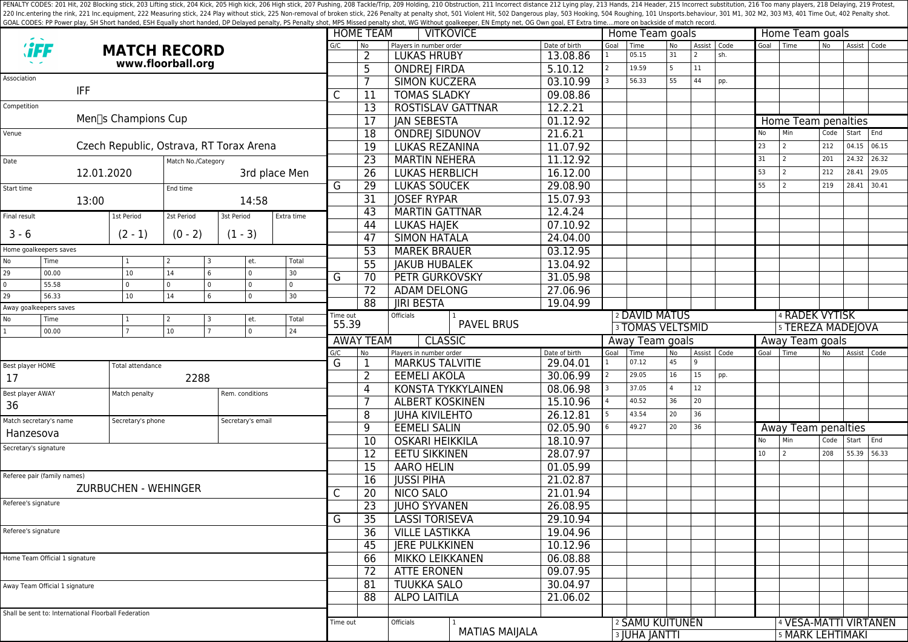PENALTY CODES: 201 Hit, 202 Blocking stick, 203 Lifting stick, 204 Kick, 205 High kick, 206 High stick, 207 Pushing, 208 Tackle/Trip, 209 Holding, 210 Obstruction, 211 Incorrect distance 212 Lying play, 213 Hands, 214 Header, 215 Incorrect substitution, 216 Too many players, 218 Delaying, 219 Protest, 220 Inc.entering the rink, 221 Inc.equipment, 222 Measuring stick, 224 Play without stick, 225 Non-removal of broken stick, 226 Penalty at penalty shot, 501 Violent Hit, 502 Dangerous play, 503 Hooking, 504 Roughing, 101 Unsports.behaviour, 301 M1, 302 M2, 303 M3, 401 Time Out, 402 Penalty shot.
GOAL CODES: PP Power play, SH Short handed, ESH Equally short handed, DP Delayed penalty, PS Penalty shot, MPS Missed penalty shot, WG Without goalkeeper, EN Empty net, OG Own goal, ET Extra time....more on backside of match record.

# MATCH RECORD

**www.floorball.org**

| | |
|---|---|
| Association | IFF |
| Competition | Men's Champions Cup |
| Venue | Czech Republic, Ostrava, RT Torax Arena |
| Date | 12.01.2020 |
| Match No./Category | 3rd place Men |
| Start time | 13:00 |
| End time | 14:58 |

| Final result | 1st Period | 2st Period | 3st Period | Extra time |
|---|---|---|---|---|
| 3 - 6 | (2 - 1) | (0 - 2) | (1 - 3) | |

Home goalkeepers saves

| No | Time | 1 | 2 | 3 | et. | Total |
|---|---|---|---|---|---|---|
| 29 | 00.00 | 10 | 14 | 6 | 0 | 30 |
| 0 | 55.58 | 0 | 0 | 0 | 0 | 0 |
| 29 | 56.33 | 10 | 14 | 6 | 0 | 30 |

Away goalkeepers saves

| No | Time | 1 | 2 | 3 | et. | Total |
|---|---|---|---|---|---|---|
| 1 | 00.00 | 7 | 10 | 7 | 0 | 24 |

| | |
|---|---|
| Best player HOME | 17 |
| Total attendance | 2288 |
| Best player AWAY | 36 |
| Match penalty | |
| Rem. conditions | |
| Match secretary's name | Hanzesova |
| Secretary's phone | |
| Secretary's email | |
| Secretary's signature | |
| Referee pair (family names) | ZURBUCHEN - WEHINGER |
| Referee's signature | |
| Referee's signature | |
| Home Team Official 1 signature | |
| Away Team Official 1 signature | |

Shall be sent to: International Floorball Federation

## HOME TEAM: VITKOVICE

| G/C | No | Players in number order | Date of birth |
|---|---|---|---|
| | 2 | LUKAS HRUBY | 13.08.86 |
| | 5 | ONDREJ FIRDA | 5.10.12 |
| | 7 | SIMON KUCZERA | 03.10.99 |
| C | 11 | TOMAS SLADKY | 09.08.86 |
| | 13 | ROSTISLAV GATTNAR | 12.2.21 |
| | 17 | JAN SEBESTA | 01.12.92 |
| | 18 | ONDREJ SIDUNOV | 21.6.21 |
| | 19 | LUKAS REZANINA | 11.07.92 |
| | 23 | MARTIN NEHERA | 11.12.92 |
| | 26 | LUKAS HERBLICH | 16.12.00 |
| G | 29 | LUKAS SOUCEK | 29.08.90 |
| | 31 | JOSEF RYPAR | 15.07.93 |
| | 43 | MARTIN GATTNAR | 12.4.24 |
| | 44 | LUKAS HAJEK | 07.10.92 |
| | 47 | SIMON HATALA | 24.04.00 |
| | 53 | MAREK BRAUER | 03.12.95 |
| | 55 | JAKUB HUBALEK | 13.04.92 |
| G | 70 | PETR GURKOVSKY | 31.05.98 |
| | 72 | ADAM DELONG | 27.06.96 |
| | 88 | JIRI BESTA | 19.04.99 |

Home Team goals

| Goal | Time | No | Assist | Code |
|---|---|---|---|---|
| 1 | 05.15 | 31 | 2 | sh. |
| 2 | 19.59 | 5 | 11 | |
| 3 | 56.33 | 55 | 44 | pp. |

Home Team penalties

| No | Min | Code | Start | End |
|---|---|---|---|---|
| 23 | 2 | 212 | 04.15 | 06.15 |
| 31 | 2 | 201 | 24.32 | 26.32 |
| 53 | 2 | 212 | 28.41 | 29.05 |
| 55 | 2 | 219 | 28.41 | 30.41 |

Time out: 55.39

Officials: 1 PAVEL BRUS, 2 DAVID MATUS, 3 TOMAS VELTSMID, 4 RADEK VYTISK, 5 TEREZA MADEJOVA

## AWAY TEAM: CLASSIC

| G/C | No | Players in number order | Date of birth |
|---|---|---|---|
| G | 1 | MARKUS TALVITIE | 29.04.01 |
| | 2 | EEMELI AKOLA | 30.06.99 |
| | 4 | KONSTA TYKKYLAINEN | 08.06.98 |
| | 7 | ALBERT KOSKINEN | 15.10.96 |
| | 8 | JUHA KIVILEHTO | 26.12.81 |
| | 9 | EEMELI SALIN | 02.05.90 |
| | 10 | OSKARI HEIKKILA | 18.10.97 |
| | 12 | EETU SIKKINEN | 28.07.97 |
| | 15 | AARO HELIN | 01.05.99 |
| | 16 | JUSSI PIHA | 21.02.87 |
| C | 20 | NICO SALO | 21.01.94 |
| | 23 | JUHO SYVANEN | 26.08.95 |
| G | 35 | LASSI TORISEVA | 29.10.94 |
| | 36 | VILLE LASTIKKA | 19.04.96 |
| | 45 | JERE PULKKINEN | 10.12.96 |
| | 66 | MIKKO LEIKKANEN | 06.08.88 |
| | 72 | ATTE ERONEN | 09.07.95 |
| | 81 | TUUKKA SALO | 30.04.97 |
| | 88 | ALPO LAITILA | 21.06.02 |

Away Team goals

| Goal | Time | No | Assist | Code |
|---|---|---|---|---|
| 1 | 07.12 | 45 | 9 | |
| 2 | 29.05 | 16 | 15 | pp. |
| 3 | 37.05 | 4 | 12 | |
| 4 | 40.52 | 36 | 20 | |
| 5 | 43.54 | 20 | 36 | |
| 6 | 49.27 | 20 | 36 | |

Away Team penalties

| No | Min | Code | Start | End |
|---|---|---|---|---|
| 10 | 2 | 208 | 55.39 | 56.33 |

Time out:

Officials: 1 MATIAS MAIJALA, 2 SAMU KUITUNEN, 3 JUHA JANTTI, 4 VESA-MATTI VIRTANEN, 5 MARK LEHTIMAKI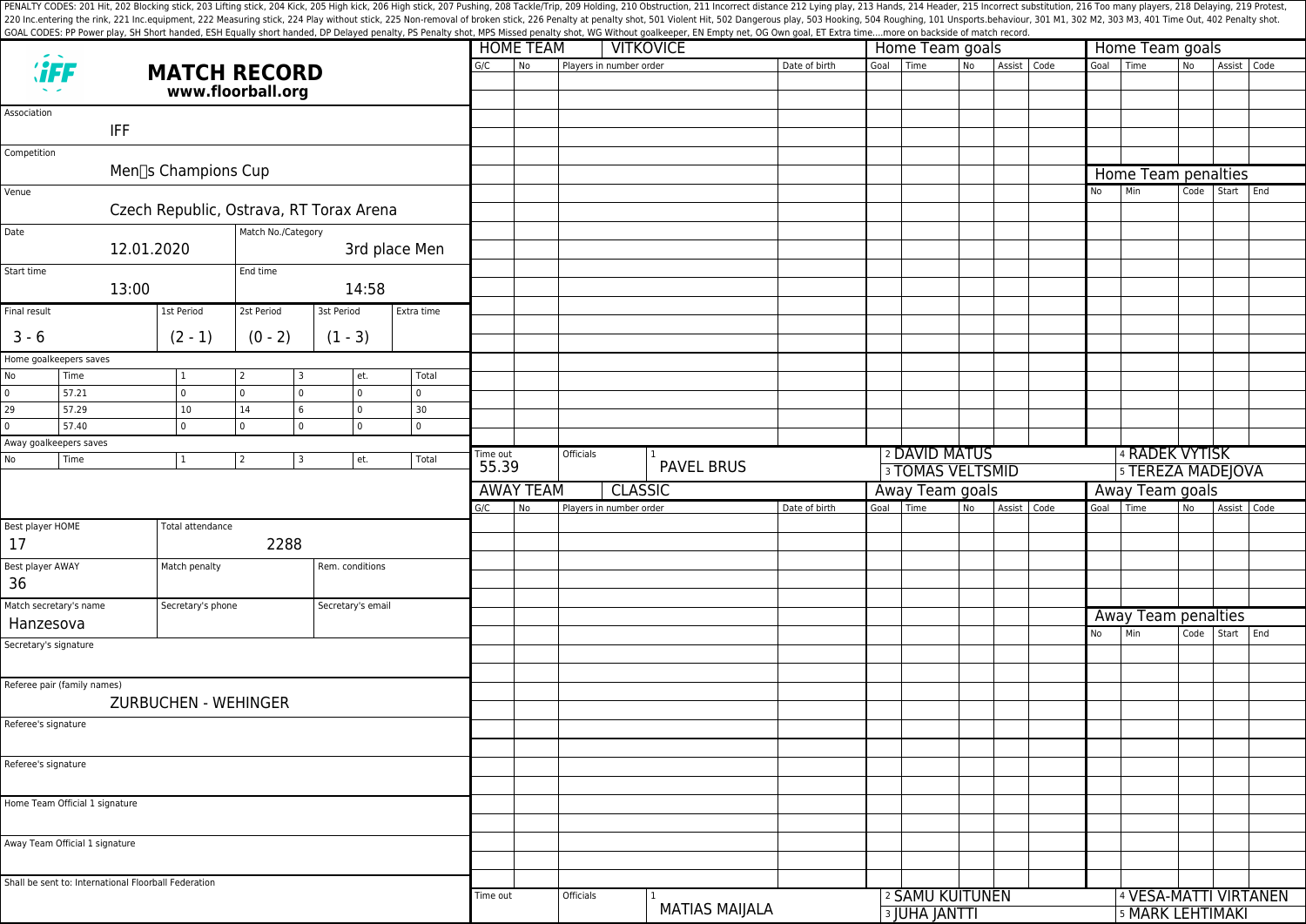PENALTY CODES: 201 Hit, 202 Blocking stick, 203 Lifting stick, 204 Kick, 205 High kick, 206 High stick, 207 Pushing, 208 Tackle/Trip, 209 Holding, 210 Obstruction, 211 Incorrect distance 212 Lying play, 213 Hands, 214 Header, 215 Incorrect substitution, 216 Too many players, 218 Delaying, 219 Protest, 220 Inc.entering the rink, 221 Inc.equipment, 222 Measuring stick, 224 Play without stick, 225 Non-removal of broken stick, 226 Penalty at penalty shot, 501 Violent Hit, 502 Dangerous play, 503 Hooking, 504 Roughing, 101 Unsports.behaviour, 301 M1, 302 M2, 303 M3, 401 Time Out, 402 Penalty shot.
GOAL CODES: PP Power play, SH Short handed, ESH Equally short handed, DP Delayed penalty, PS Penalty shot, MPS Missed penalty shot, WG Without goalkeeper, EN Empty net, OG Own goal, ET Extra time....more on backside of match record.

# MATCH RECORD
**www.floorball.org**

| | |
|---|---|
| Association | IFF |
| Competition | Men's Champions Cup |
| Venue | Czech Republic, Ostrava, RT Torax Arena |
| Date | 12.01.2020 |
| Match No./Category | 3rd place Men |
| Start time | 13:00 |
| End time | 14:58 |

| Final result | 1st Period | 2st Period | 3st Period | Extra time |
|---|---|---|---|---|
| 3 - 6 | (2 - 1) | (0 - 2) | (1 - 3) | |

Home goalkeepers saves

| No | Time | 1 | 2 | 3 | et. | Total |
|---|---|---|---|---|---|---|
| 0 | 57.21 | 0 | 0 | 0 | 0 | 0 |
| 29 | 57.29 | 10 | 14 | 6 | 0 | 30 |
| 0 | 57.40 | 0 | 0 | 0 | 0 | 0 |

Away goalkeepers saves

| No | Time | 1 | 2 | 3 | et. | Total |
|---|---|---|---|---|---|---|
| | | | | | | |

| | |
|---|---|
| Best player HOME | 17 |
| Total attendance | 2288 |
| Best player AWAY | 36 |
| Match penalty | |
| Rem. conditions | |
| Match secretary's name | Hanzesova |
| Secretary's phone | |
| Secretary's email | |
| Secretary's signature | |
| Referee pair (family names) | ZURBUCHEN - WEHINGER |
| Referee's signature | |
| Referee's signature | |
| Home Team Official 1 signature | |
| Away Team Official 1 signature | |

Shall be sent to: International Floorball Federation

## HOME TEAM VITKOVICE

| G/C | No | Players in number order | Date of birth |
|---|---|---|---|
| | | | |

Home Team goals

| Goal | Time | No | Assist | Code |
|---|---|---|---|---|
| | | | | |

Home Team penalties

| No | Min | Code | Start | End |
|---|---|---|---|---|
| | | | | |

Time out: 55.39

Officials:
1 PAVEL BRUS
2 DAVID MATUS
3 TOMAS VELTSMID
4 RADEK VYTISK
5 TEREZA MADEJOVA

## AWAY TEAM CLASSIC

| G/C | No | Players in number order | Date of birth |
|---|---|---|---|
| | | | |

Away Team goals

| Goal | Time | No | Assist | Code |
|---|---|---|---|---|
| | | | | |

Away Team penalties

| No | Min | Code | Start | End |
|---|---|---|---|---|
| | | | | |

Time out:

Officials:
1 MATIAS MAIJALA
2 SAMU KUITUNEN
3 JUHA JANTTI
4 VESA-MATTI VIRTANEN
5 MARK LEHTIMAKI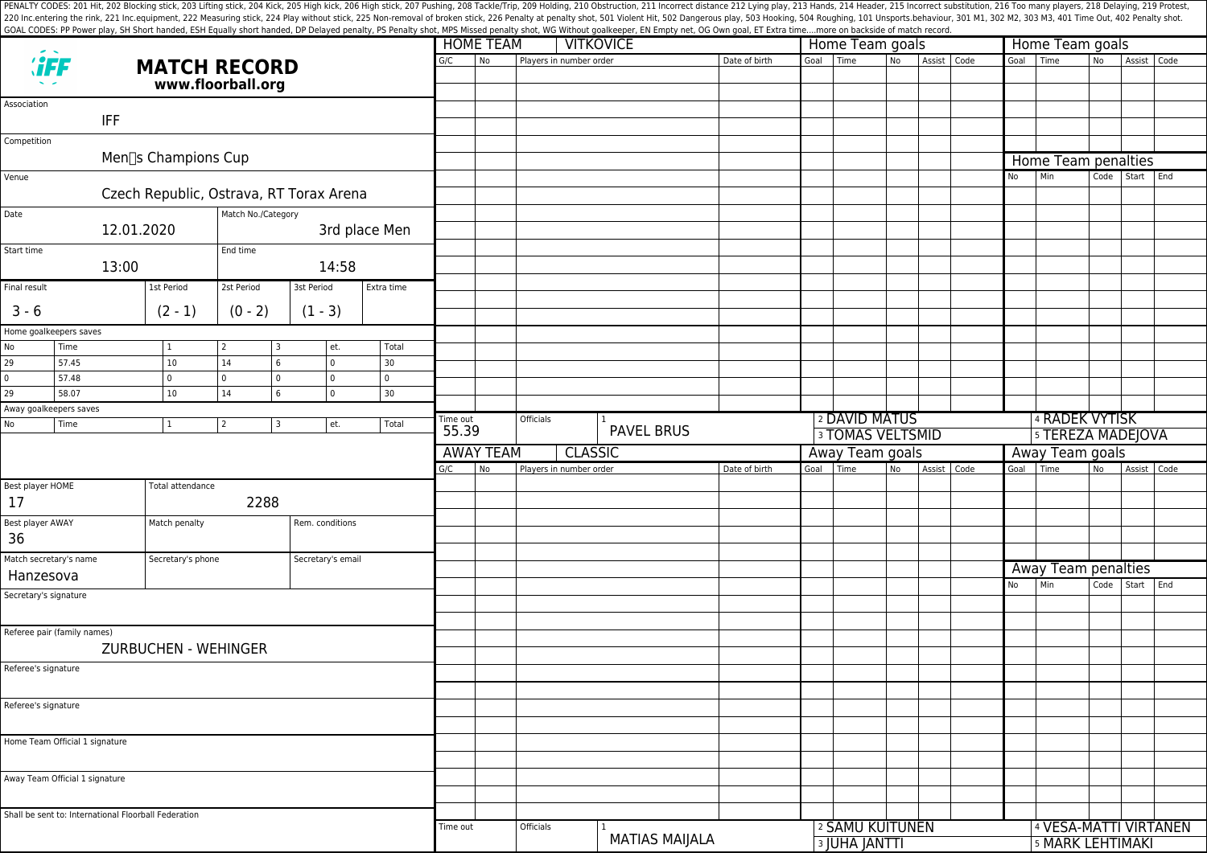PENALTY CODES: 201 Hit, 202 Blocking stick, 203 Lifting stick, 204 Kick, 205 High kick, 206 High stick, 207 Pushing, 208 Tackle/Trip, 209 Holding, 210 Obstruction, 211 Incorrect distance 212 Lying play, 213 Hands, 214 Header, 215 Incorrect substitution, 216 Too many players, 218 Delaying, 219 Protest, 220 Inc.entering the rink, 221 Inc.equipment, 222 Measuring stick, 224 Play without stick, 225 Non-removal of broken stick, 226 Penalty at penalty shot, 501 Violent Hit, 502 Dangerous play, 503 Hooking, 504 Roughing, 101 Unsports.behaviour, 301 M1, 302 M2, 303 M3, 401 Time Out, 402 Penalty shot.
GOAL CODES: PP Power play, SH Short handed, ESH Equally short handed, DP Delayed penalty, PS Penalty shot, MPS Missed penalty shot, WG Without goalkeeper, EN Empty net, OG Own goal, ET Extra time....more on backside of match record.

# MATCH RECORD

**www.floorball.org**

| | |
|---|---|
| Association | IFF |
| Competition | Men s Champions Cup |
| Venue | Czech Republic, Ostrava, RT Torax Arena |
| Date | 12.01.2020 |
| Match No./Category | 3rd place Men |
| Start time | 13:00 |
| End time | 14:58 |

| Final result | 1st Period | 2st Period | 3st Period | Extra time |
|---|---|---|---|---|
| 3 - 6 | (2 - 1) | (0 - 2) | (1 - 3) | |

Home goalkeepers saves

| No | Time | 1 | 2 | 3 | et. | Total |
|---|---|---|---|---|---|---|
| 29 | 57.45 | 10 | 14 | 6 | 0 | 30 |
| 0 | 57.48 | 0 | 0 | 0 | 0 | 0 |
| 29 | 58.07 | 10 | 14 | 6 | 0 | 30 |

Away goalkeepers saves

| No | Time | 1 | 2 | 3 | et. | Total |
|---|---|---|---|---|---|---|
| | | | | | | |

| | |
|---|---|
| Best player HOME | 17 |
| Total attendance | 2288 |
| Best player AWAY | 36 |
| Match penalty | |
| Rem. conditions | |
| Match secretary's name | Hanzesova |
| Secretary's phone | |
| Secretary's email | |
| Secretary's signature | |
| Referee pair (family names) | ZURBUCHEN - WEHINGER |
| Referee's signature | |
| Referee's signature | |
| Home Team Official 1 signature | |
| Away Team Official 1 signature | |

Shall be sent to: International Floorball Federation

## HOME TEAM VITKOVICE

| G/C | No | Players in number order | Date of birth |
|---|---|---|---|
| | | | |

Home Team goals

| Goal | Time | No | Assist | Code |
|---|---|---|---|---|
| | | | | |

Home Team penalties

| No | Min | Code | Start | End |
|---|---|---|---|---|
| | | | | |

Time out: 55.39

Officials:
1 PAVEL BRUS
2 DAVID MATUS
3 TOMAS VELTSMID
4 RADEK VYTISK
5 TEREZA MADEJOVA

## AWAY TEAM CLASSIC

| G/C | No | Players in number order | Date of birth |
|---|---|---|---|
| | | | |

Away Team goals

| Goal | Time | No | Assist | Code |
|---|---|---|---|---|
| | | | | |

Away Team penalties

| No | Min | Code | Start | End |
|---|---|---|---|---|
| | | | | |

Time out:

Officials:
1 MATIAS MAIJALA
2 SAMU KUITUNEN
3 JUHA JANTTI
4 VESA-MATTI VIRTANEN
5 MARK LEHTIMAKI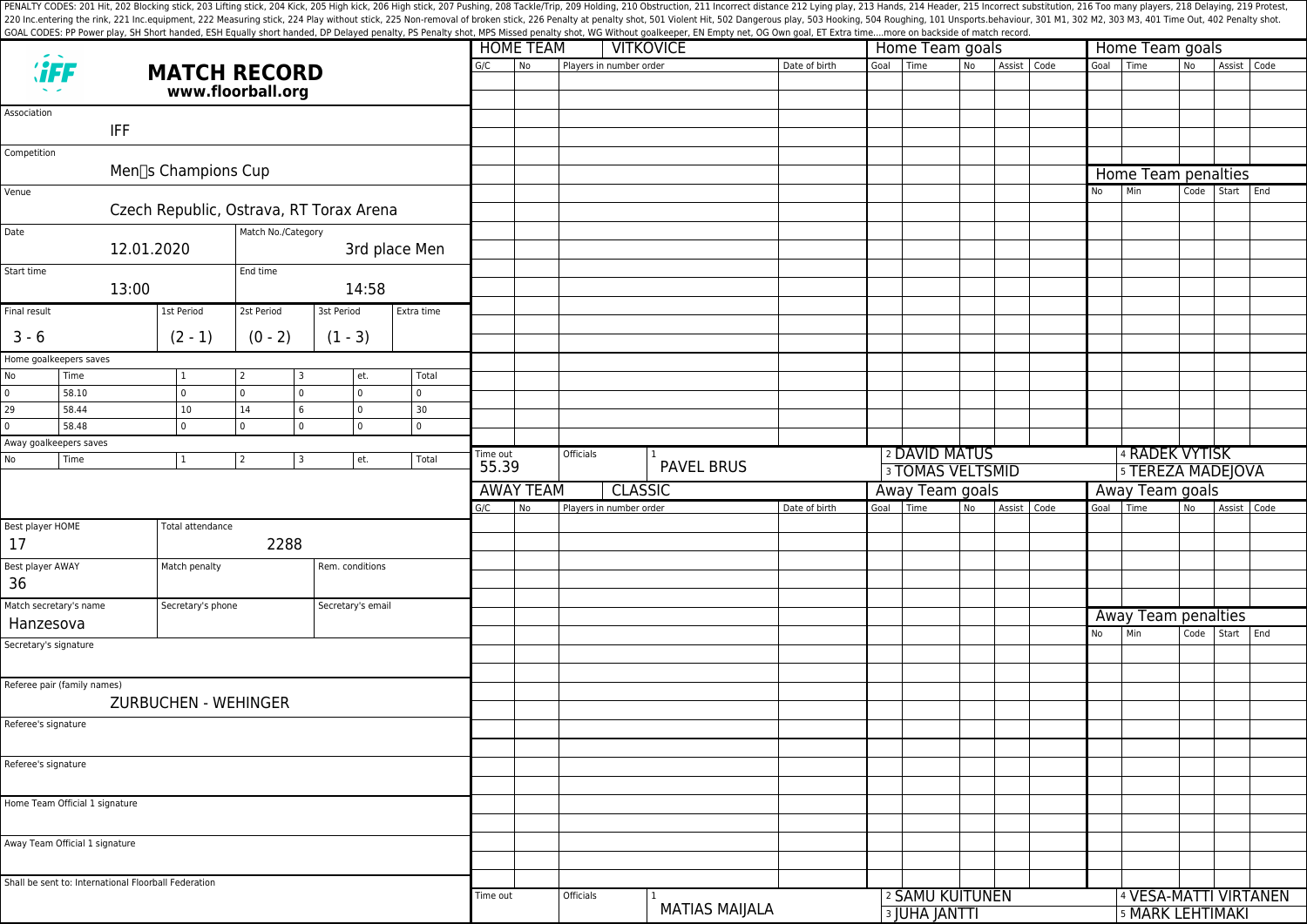PENALTY CODES: 201 Hit, 202 Blocking stick, 203 Lifting stick, 204 Kick, 205 High kick, 206 High stick, 207 Pushing, 208 Tackle/Trip, 209 Holding, 210 Obstruction, 211 Incorrect distance 212 Lying play, 213 Hands, 214 Header, 215 Incorrect substitution, 216 Too many players, 218 Delaying, 219 Protest, 220 Inc.entering the rink, 221 Inc.equipment, 222 Measuring stick, 224 Play without stick, 225 Non-removal of broken stick, 226 Penalty at penalty shot, 501 Violent Hit, 502 Dangerous play, 503 Hooking, 504 Roughing, 101 Unsports.behaviour, 301 M1, 302 M2, 303 M3, 401 Time Out, 402 Penalty shot.
GOAL CODES: PP Power play, SH Short handed, ESH Equally short handed, DP Delayed penalty, PS Penalty shot, MPS Missed penalty shot, WG Without goalkeeper, EN Empty net, OG Own goal, ET Extra time....more on backside of match record.

# MATCH RECORD
**www.floorball.org**

| | |
|---|---|
| Association | IFF |
| Competition | Men's Champions Cup |
| Venue | Czech Republic, Ostrava, RT Torax Arena |
| Date | 12.01.2020 |
| Match No./Category | 3rd place Men |
| Start time | 13:00 |
| End time | 14:58 |

| Final result | 1st Period | 2st Period | 3st Period | Extra time |
|---|---|---|---|---|
| 3 - 6 | (2 - 1) | (0 - 2) | (1 - 3) | |

Home goalkeepers saves

| No | Time | 1 | 2 | 3 | et. | Total |
|---|---|---|---|---|---|---|
| 0 | 58.10 | 0 | 0 | 0 | 0 | 0 |
| 29 | 58.44 | 10 | 14 | 6 | 0 | 30 |
| 0 | 58.48 | 0 | 0 | 0 | 0 | 0 |

Away goalkeepers saves

| No | Time | 1 | 2 | 3 | et. | Total |
|---|---|---|---|---|---|---|

| | |
|---|---|
| Best player HOME | 17 |
| Total attendance | 2288 |
| Best player AWAY | 36 |
| Match penalty | |
| Rem. conditions | |
| Match secretary's name | Hanzesova |
| Secretary's phone | |
| Secretary's email | |
| Secretary's signature | |
| Referee pair (family names) | ZURBUCHEN - WEHINGER |
| Referee's signature | |
| Referee's signature | |
| Home Team Official 1 signature | |
| Away Team Official 1 signature | |

Shall be sent to: International Floorball Federation

## HOME TEAM VITKOVICE

| G/C | No | Players in number order | Date of birth |
|---|---|---|---|

Home Team goals

| Goal | Time | No | Assist | Code |
|---|---|---|---|---|

Home Team penalties

| No | Min | Code | Start | End |
|---|---|---|---|---|

Time out: 55.39

Officials: 1 PAVEL BRUS, 2 DAVID MATUS, 3 TOMAS VELTSMID, 4 RADEK VYTISK, 5 TEREZA MADEJOVA

## AWAY TEAM CLASSIC

| G/C | No | Players in number order | Date of birth |
|---|---|---|---|

Away Team goals

| Goal | Time | No | Assist | Code |
|---|---|---|---|---|

Away Team penalties

| No | Min | Code | Start | End |
|---|---|---|---|---|

Time out:

Officials: 1 MATIAS MAIJALA, 2 SAMU KUITUNEN, 3 JUHA JANTTI, 4 VESA-MATTI VIRTANEN, 5 MARK LEHTIMAKI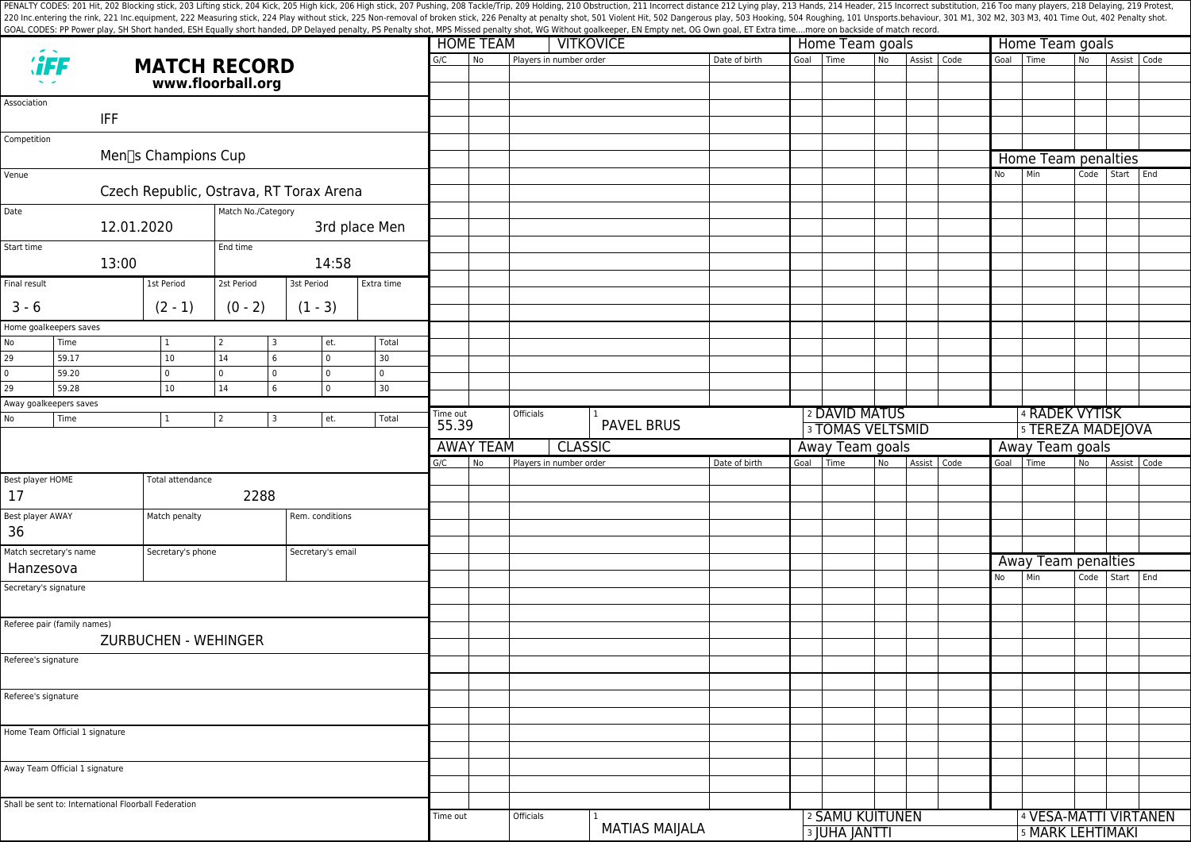PENALTY CODES: 201 Hit, 202 Blocking stick, 203 Lifting stick, 204 Kick, 205 High kick, 206 High stick, 207 Pushing, 208 Tackle/Trip, 209 Holding, 210 Obstruction, 211 Incorrect distance 212 Lying play, 213 Hands, 214 Header, 215 Incorrect substitution, 216 Too many players, 218 Delaying, 219 Protest, 220 Inc.entering the rink, 221 Inc.equipment, 222 Measuring stick, 224 Play without stick, 225 Non-removal of broken stick, 226 Penalty at penalty shot, 501 Violent Hit, 502 Dangerous play, 503 Hooking, 504 Roughing, 101 Unsports.behaviour, 301 M1, 302 M2, 303 M3, 401 Time Out, 402 Penalty shot.
GOAL CODES: PP Power play, SH Short handed, ESH Equally short handed, DP Delayed penalty, PS Penalty shot, MPS Missed penalty shot, WG Without goalkeeper, EN Empty net, OG Own goal, ET Extra time....more on backside of match record.

# MATCH RECORD

**www.floorball.org**

| | |
|---|---|
| Association | IFF |
| Competition | Men□s Champions Cup |
| Venue | Czech Republic, Ostrava, RT Torax Arena |
| Date | 12.01.2020 |
| Match No./Category | 3rd place Men |
| Start time | 13:00 |
| End time | 14:58 |

| Final result | 1st Period | 2st Period | 3st Period | Extra time |
|---|---|---|---|---|
| 3 - 6 | (2 - 1) | (0 - 2) | (1 - 3) | |

Home goalkeepers saves

| No | Time | 1 | 2 | 3 | et. | Total |
|---|---|---|---|---|---|---|
| 29 | 59.17 | 10 | 14 | 6 | 0 | 30 |
| 0 | 59.20 | 0 | 0 | 0 | 0 | 0 |
| 29 | 59.28 | 10 | 14 | 6 | 0 | 30 |

Away goalkeepers saves

| No | Time | 1 | 2 | 3 | et. | Total |
|---|---|---|---|---|---|---|

| | |
|---|---|
| Best player HOME | 17 |
| Total attendance | 2288 |
| Best player AWAY | 36 |
| Match penalty | |
| Rem. conditions | |
| Match secretary's name | Hanzesova |
| Secretary's phone | |
| Secretary's email | |
| Secretary's signature | |
| Referee pair (family names) | ZURBUCHEN - WEHINGER |
| Referee's signature | |
| Referee's signature | |
| Home Team Official 1 signature | |
| Away Team Official 1 signature | |

Shall be sent to: International Floorball Federation

## HOME TEAM VITKOVICE

| G/C | No | Players in number order | Date of birth |
|---|---|---|---|

Home Team goals

| Goal | Time | No | Assist | Code |
|---|---|---|---|---|

Home Team penalties

| No | Min | Code | Start | End |
|---|---|---|---|---|

Time out: 55.39

Officials: 1 PAVEL BRUS, 2 DAVID MATUS, 3 TOMAS VELTSMID, 4 RADEK VYTISK, 5 TEREZA MADEJOVA

## AWAY TEAM CLASSIC

| G/C | No | Players in number order | Date of birth |
|---|---|---|---|

Away Team goals

| Goal | Time | No | Assist | Code |
|---|---|---|---|---|

Away Team penalties

| No | Min | Code | Start | End |
|---|---|---|---|---|

Time out:

Officials: 1 MATIAS MAIJALA, 2 SAMU KUITUNEN, 3 JUHA JANTTI, 4 VESA-MATTI VIRTANEN, 5 MARK LEHTIMAKI